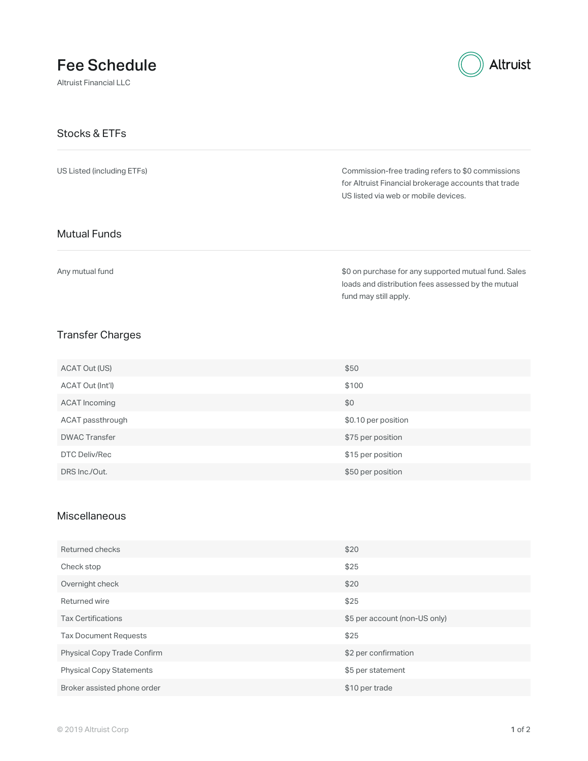# Fee Schedule

Altruist Financial LLC

Altruist

## Stocks & ETFs

| | |
|---|---|
| US Listed (including ETFs) | Commission-free trading refers to $0 commissions for Altruist Financial brokerage accounts that trade US listed via web or mobile devices. |

## Mutual Funds

| | |
|---|---|
| Any mutual fund | $0 on purchase for any supported mutual fund. Sales loads and distribution fees assessed by the mutual fund may still apply. |

## Transfer Charges

| | |
|---|---|
| ACAT Out (US) | $50 |
| ACAT Out (Int'l) | $100 |
| ACAT Incoming | $0 |
| ACAT passthrough | $0.10 per position |
| DWAC Transfer | $75 per position |
| DTC Deliv/Rec | $15 per position |
| DRS Inc./Out. | $50 per position |

## Miscellaneous

| | |
|---|---|
| Returned checks | $20 |
| Check stop | $25 |
| Overnight check | $20 |
| Returned wire | $25 |
| Tax Certifications | $5 per account (non-US only) |
| Tax Document Requests | $25 |
| Physical Copy Trade Confirm | $2 per confirmation |
| Physical Copy Statements | $5 per statement |
| Broker assisted phone order | $10 per trade |

© 2019 Altruist Corp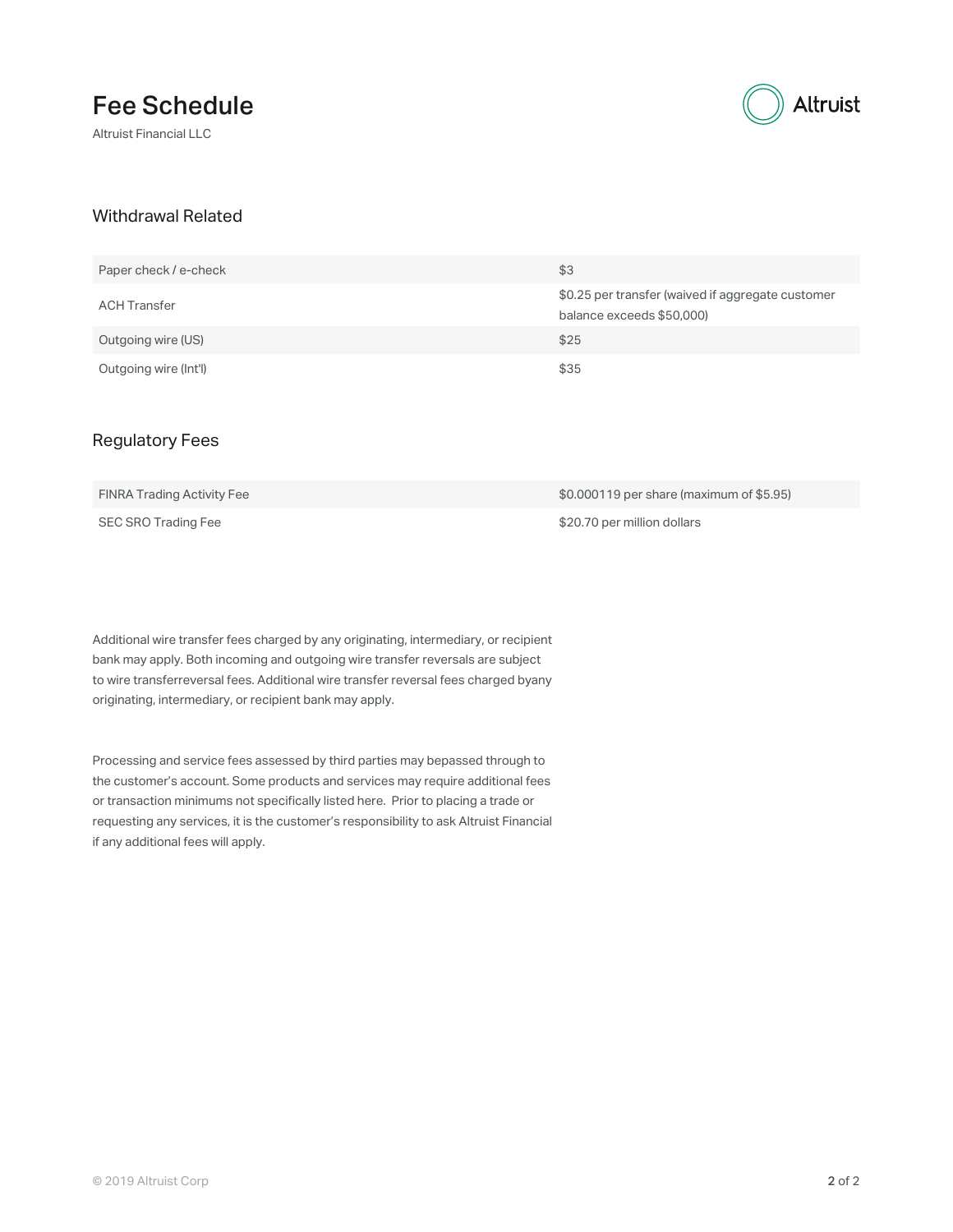# Fee Schedule

Altruist Financial LLC

## Withdrawal Related

| | |
|---|---|
| Paper check / e-check | $3 |
| ACH Transfer | $0.25 per transfer (waived if aggregate customer balance exceeds $50,000) |
| Outgoing wire (US) | $25 |
| Outgoing wire (Int'l) | $35 |

## Regulatory Fees

| | |
|---|---|
| FINRA Trading Activity Fee | $0.000119 per share (maximum of $5.95) |
| SEC SRO Trading Fee | $20.70 per million dollars |

Additional wire transfer fees charged by any originating, intermediary, or recipient bank may apply. Both incoming and outgoing wire transfer reversals are subject to wire transferreversal fees. Additional wire transfer reversal fees charged byany originating, intermediary, or recipient bank may apply.

Processing and service fees assessed by third parties may bepassed through to the customer's account. Some products and services may require additional fees or transaction minimums not specifically listed here. Prior to placing a trade or requesting any services, it is the customer's responsibility to ask Altruist Financial if any additional fees will apply.

© 2019 Altruist Corp